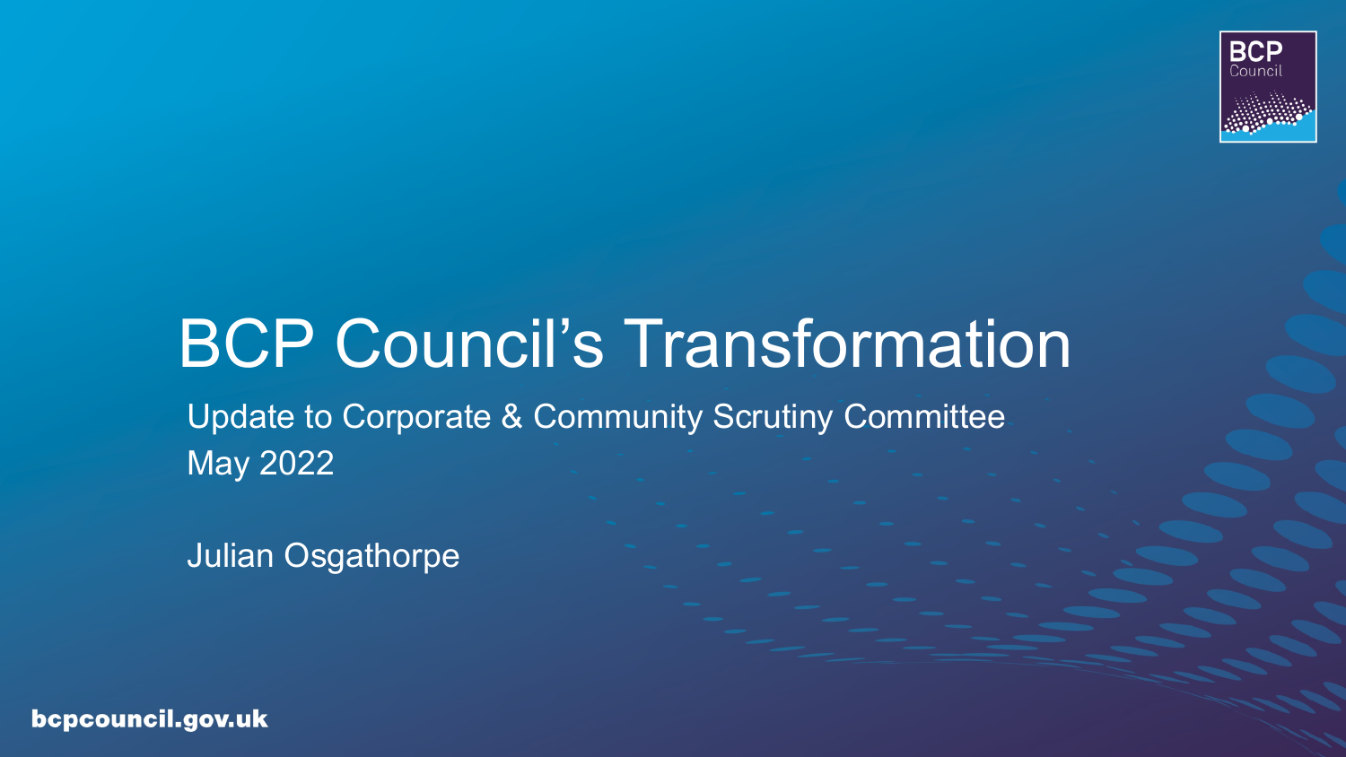# BCP Council's Transformation

Update to Corporate & Community Scrutiny Committee
May 2022

Julian Osgathorpe

bcpcouncil.gov.uk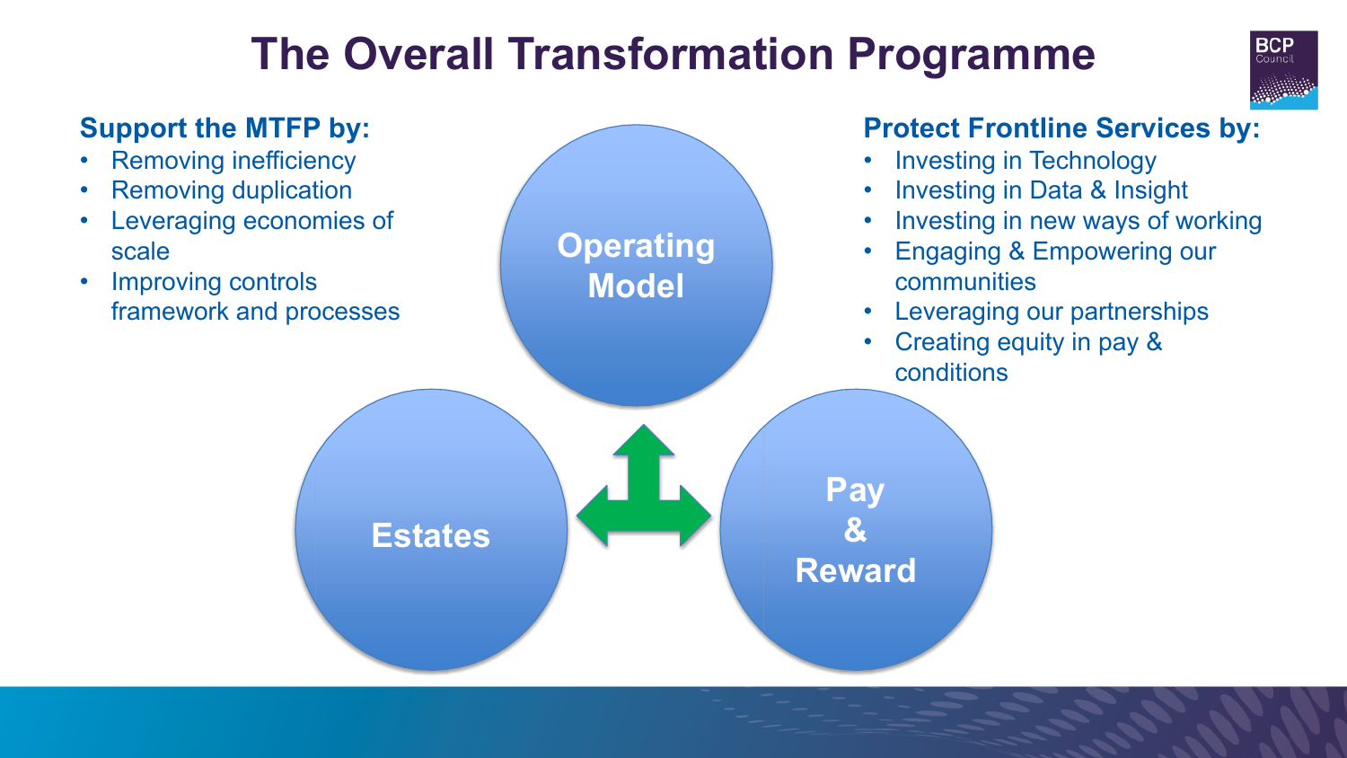# The Overall Transformation Programme

## Support the MTFP by:

- Removing inefficiency
- Removing duplication
- Leveraging economies of scale
- Improving controls framework and processes

## Protect Frontline Services by:

- Investing in Technology
- Investing in Data & Insight
- Investing in new ways of working
- Engaging & Empowering our communities
- Leveraging our partnerships
- Creating equity in pay & conditions

Operating Model

Estates

Pay & Reward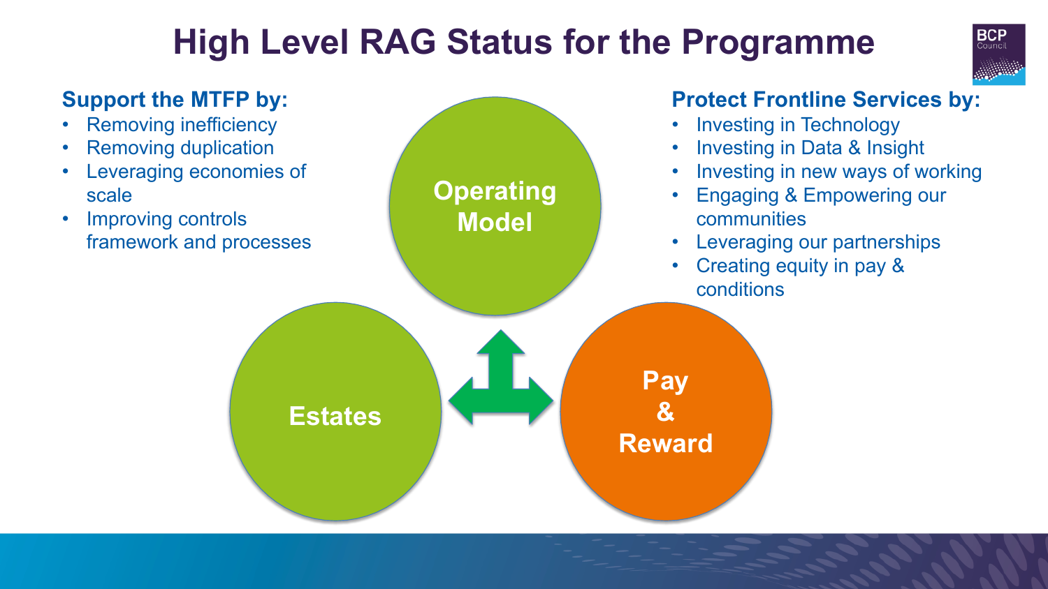# High Level RAG Status for the Programme

**Support the MTFP by:**

- Removing inefficiency
- Removing duplication
- Leveraging economies of scale
- Improving controls framework and processes

**Protect Frontline Services by:**

- Investing in Technology
- Investing in Data & Insight
- Investing in new ways of working
- Engaging & Empowering our communities
- Leveraging our partnerships
- Creating equity in pay & conditions

Operating Model

Estates

Pay & Reward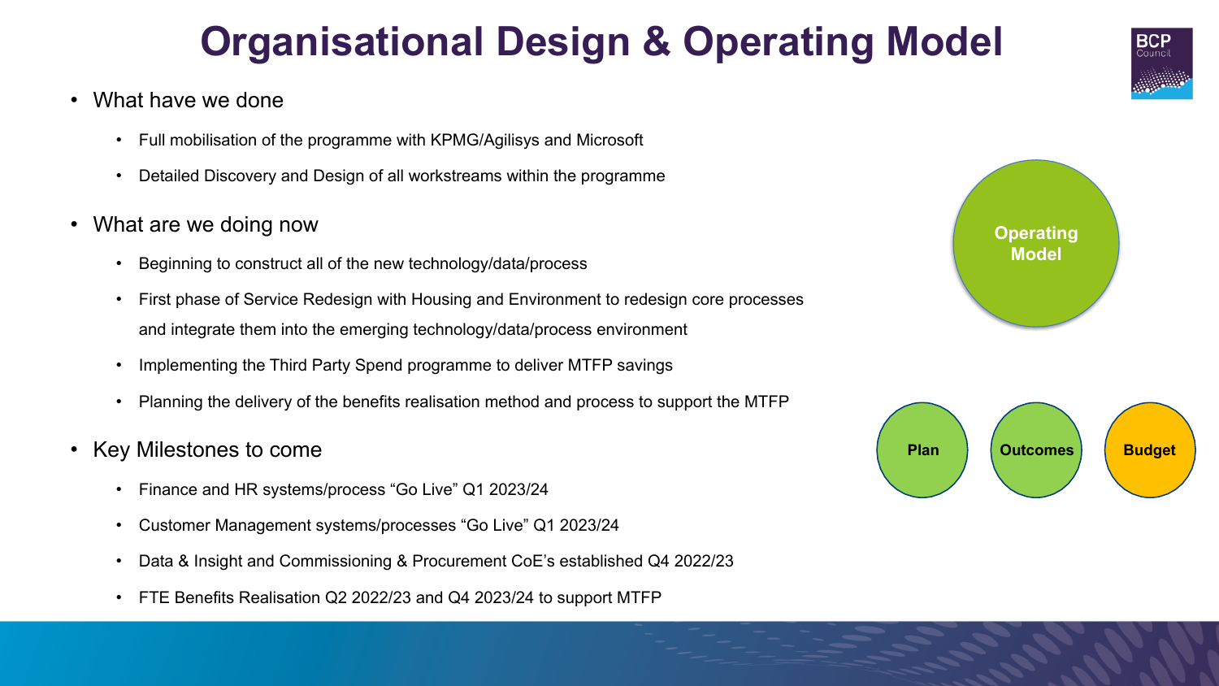# Organisational Design & Operating Model

- What have we done
  - Full mobilisation of the programme with KPMG/Agilisys and Microsoft
  - Detailed Discovery and Design of all workstreams within the programme
- What are we doing now
  - Beginning to construct all of the new technology/data/process
  - First phase of Service Redesign with Housing and Environment to redesign core processes and integrate them into the emerging technology/data/process environment
  - Implementing the Third Party Spend programme to deliver MTFP savings
  - Planning the delivery of the benefits realisation method and process to support the MTFP
- Key Milestones to come
  - Finance and HR systems/process "Go Live" Q1 2023/24
  - Customer Management systems/processes "Go Live" Q1 2023/24
  - Data & Insight and Commissioning & Procurement CoE's established Q4 2022/23
  - FTE Benefits Realisation Q2 2022/23 and Q4 2023/24 to support MTFP

Operating Model

Plan

Outcomes

Budget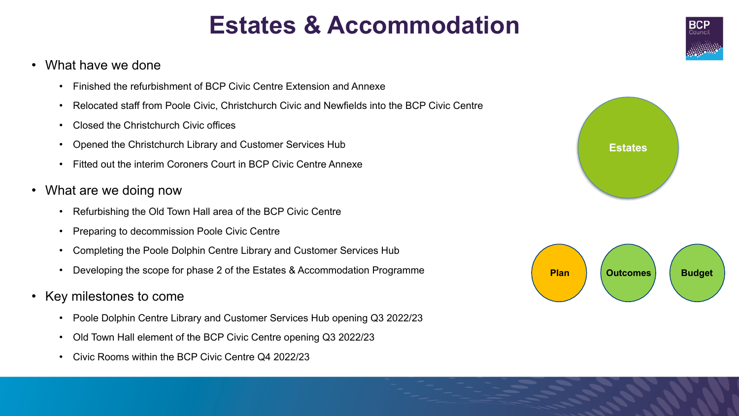# Estates & Accommodation

- What have we done
  - Finished the refurbishment of BCP Civic Centre Extension and Annexe
  - Relocated staff from Poole Civic, Christchurch Civic and Newfields into the BCP Civic Centre
  - Closed the Christchurch Civic offices
  - Opened the Christchurch Library and Customer Services Hub
  - Fitted out the interim Coroners Court in BCP Civic Centre Annexe
- What are we doing now
  - Refurbishing the Old Town Hall area of the BCP Civic Centre
  - Preparing to decommission Poole Civic Centre
  - Completing the Poole Dolphin Centre Library and Customer Services Hub
  - Developing the scope for phase 2 of the Estates & Accommodation Programme
- Key milestones to come
  - Poole Dolphin Centre Library and Customer Services Hub opening Q3 2022/23
  - Old Town Hall element of the BCP Civic Centre opening Q3 2022/23
  - Civic Rooms within the BCP Civic Centre Q4 2022/23

**Estates**

**Plan** | **Outcomes** | **Budget**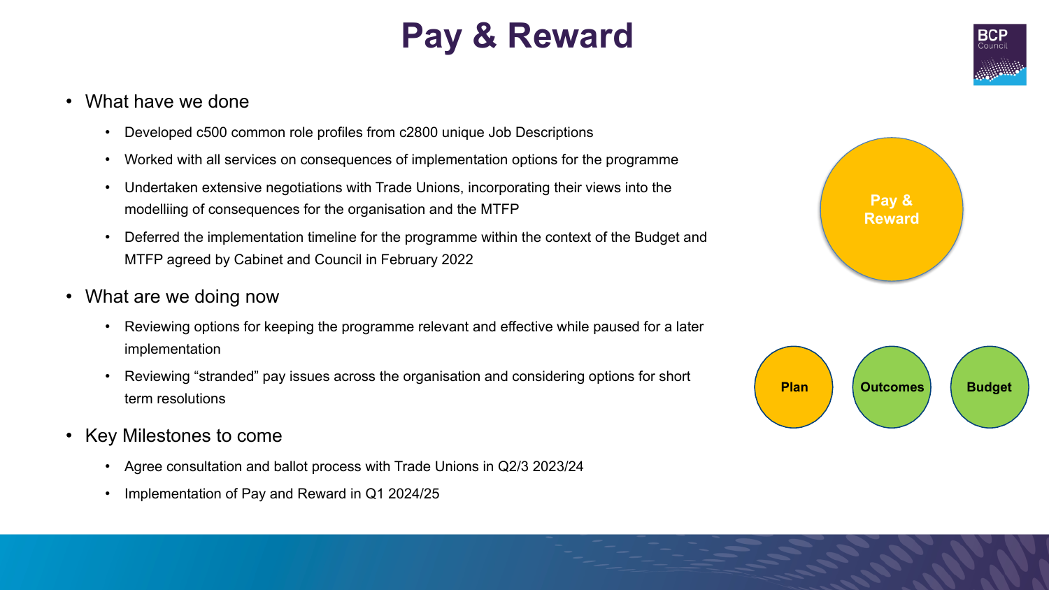# Pay & Reward

- What have we done
  - Developed c500 common role profiles from c2800 unique Job Descriptions
  - Worked with all services on consequences of implementation options for the programme
  - Undertaken extensive negotiations with Trade Unions, incorporating their views into the modelliing of consequences for the organisation and the MTFP
  - Deferred the implementation timeline for the programme within the context of the Budget and MTFP agreed by Cabinet and Council in February 2022
- What are we doing now
  - Reviewing options for keeping the programme relevant and effective while paused for a later implementation
  - Reviewing "stranded" pay issues across the organisation and considering options for short term resolutions
- Key Milestones to come
  - Agree consultation and ballot process with Trade Unions in Q2/3 2023/24
  - Implementation of Pay and Reward in Q1 2024/25

Pay & Reward

Plan | Outcomes | Budget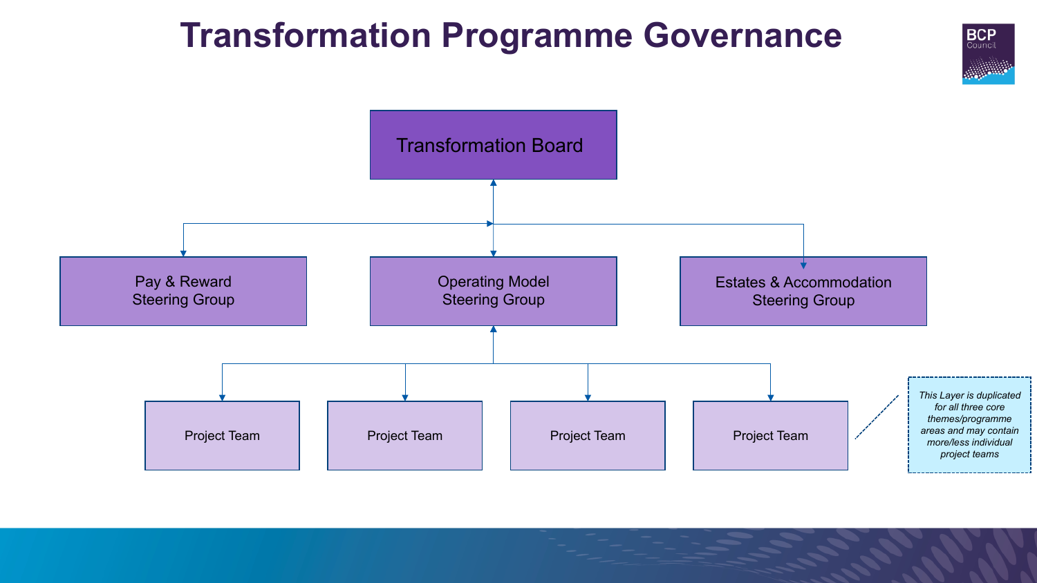# Transformation Programme Governance

- **Transformation Board**
  - Pay & Reward Steering Group
  - Operating Model Steering Group
    - Project Team
    - Project Team
    - Project Team
    - Project Team
  - Estates & Accommodation Steering Group

*This Layer is duplicated for all three core themes/programme areas and may contain more/less individual project teams*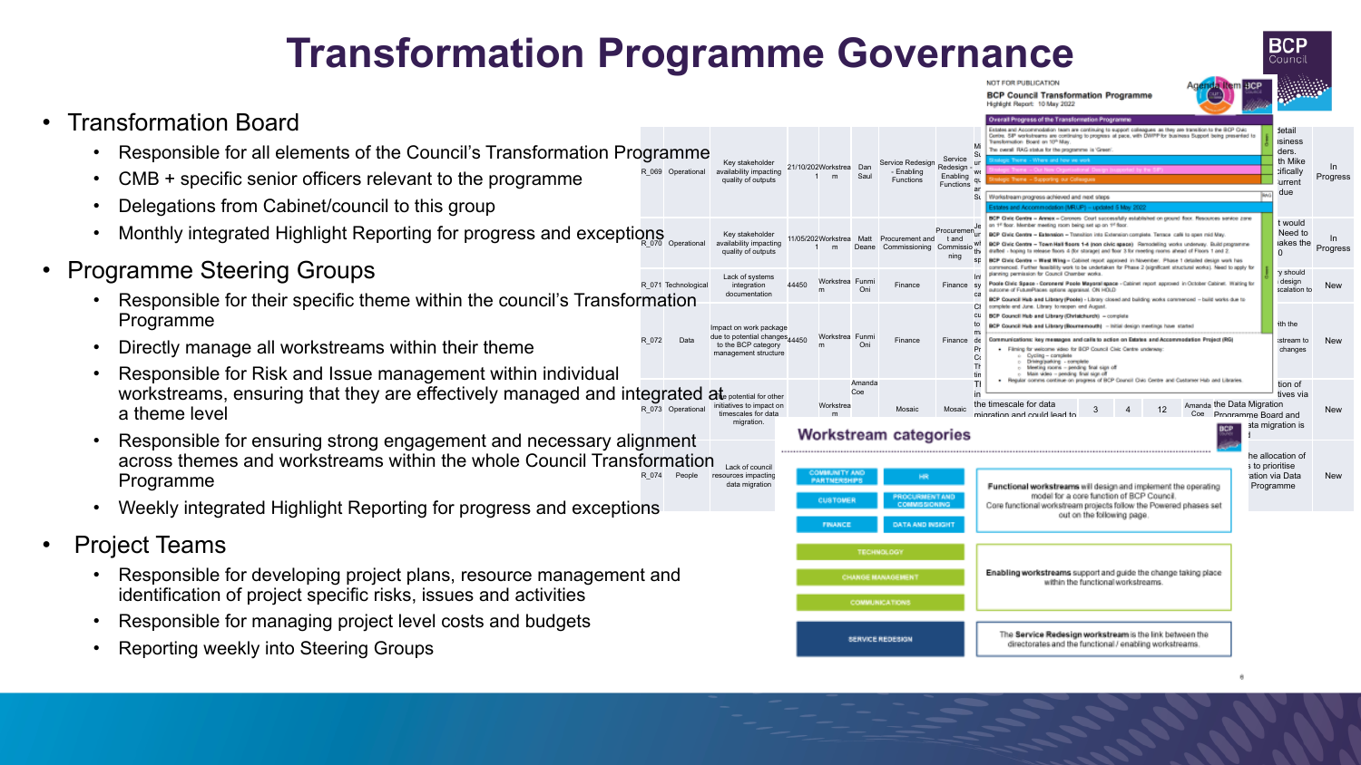# Transformation Programme Governance

- Transformation Board
  - Responsible for all elements of the Council's Transformation Programme
  - CMB + specific senior officers relevant to the programme
  - Delegations from Cabinet/council to this group
  - Monthly integrated Highlight Reporting for progress and exceptions
- Programme Steering Groups
  - Responsible for their specific theme within the council's Transformation Programme
  - Directly manage all workstreams within their theme
  - Responsible for Risk and Issue management within individual workstreams, ensuring that they are effectively managed and integrated at a theme level
  - Responsible for ensuring strong engagement and necessary alignment across themes and workstreams within the whole Council Transformation Programme
  - Weekly integrated Highlight Reporting for progress and exceptions
- Project Teams
  - Responsible for developing project plans, resource management and identification of project specific risks, issues and activities
  - Responsible for managing project level costs and budgets
  - Reporting weekly into Steering Groups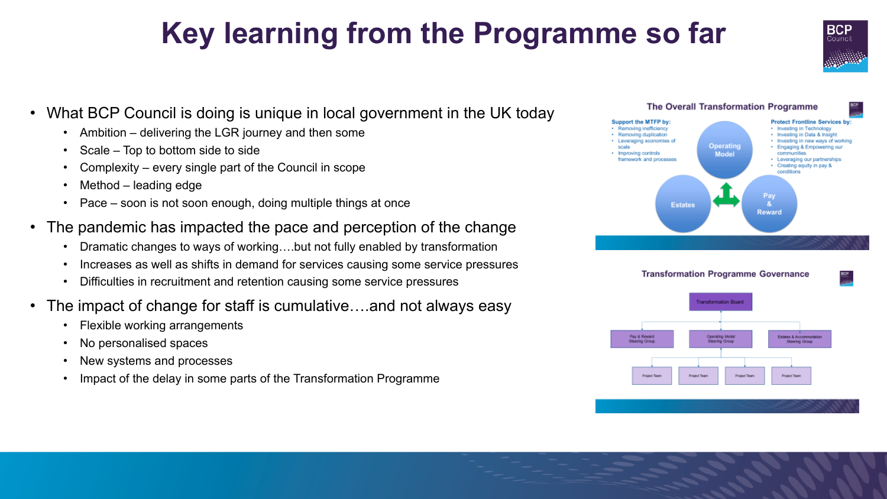# Key learning from the Programme so far

- What BCP Council is doing is unique in local government in the UK today
  - Ambition – delivering the LGR journey and then some
  - Scale – Top to bottom side to side
  - Complexity – every single part of the Council in scope
  - Method – leading edge
  - Pace – soon is not soon enough, doing multiple things at once
- The pandemic has impacted the pace and perception of the change
  - Dramatic changes to ways of working….but not fully enabled by transformation
  - Increases as well as shifts in demand for services causing some service pressures
  - Difficulties in recruitment and retention causing some service pressures
- The impact of change for staff is cumulative….and not always easy
  - Flexible working arrangements
  - No personalised spaces
  - New systems and processes
  - Impact of the delay in some parts of the Transformation Programme

## The Overall Transformation Programme

**Support the MTFP by:**

- Removing inefficiency
- Removing duplication
- Leveraging economies of scale
- Improving controls framework and processes

**Protect Frontline Services by:**

- Investing in Technology
- Investing in Data & Insight
- Investing in new ways of working
- Engaging & Empowering our communities
- Leveraging our partnerships
- Creating equity in pay & conditions

Operating Model

Estates

Pay & Reward

## Transformation Programme Governance

Transformation Board

Pay & Reward Steering Group

Operating Model Steering Group

Estates & Accommodation Steering Group

Project Team

Project Team

Project Team

Project Team